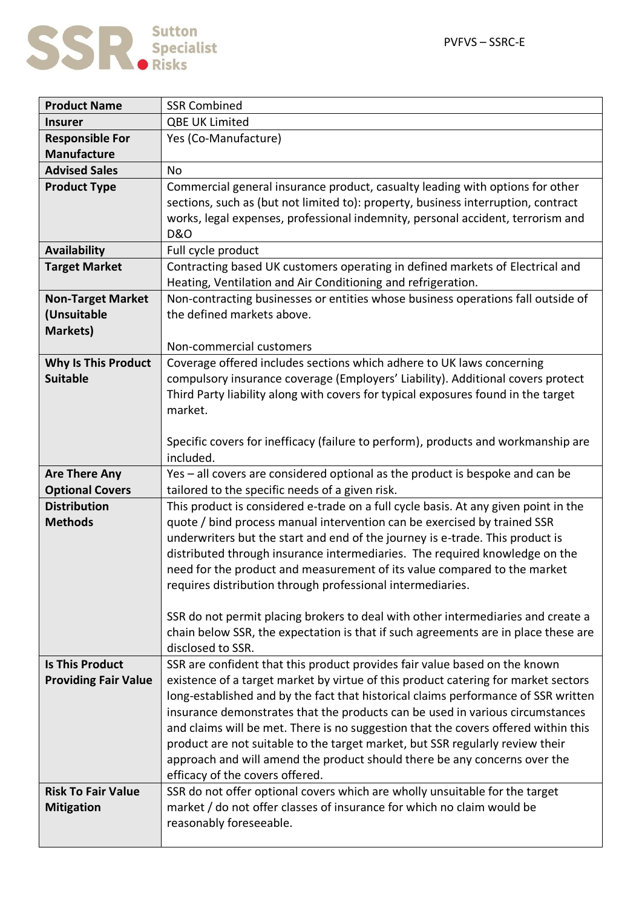PVFVS – SSRC-E

| Product Name | SSR Combined |
|---|---|
| **Insurer** | QBE UK Limited |
| **Responsible For Manufacture** | Yes (Co-Manufacture) |
| **Advised Sales** | No |
| **Product Type** | Commercial general insurance product, casualty leading with options for other sections, such as (but not limited to): property, business interruption, contract works, legal expenses, professional indemnity, personal accident, terrorism and D&O |
| **Availability** | Full cycle product |
| **Target Market** | Contracting based UK customers operating in defined markets of Electrical and Heating, Ventilation and Air Conditioning and refrigeration. |
| **Non-Target Market (Unsuitable Markets)** | Non-contracting businesses or entities whose business operations fall outside of the defined markets above.<br><br>Non-commercial customers |
| **Why Is This Product Suitable** | Coverage offered includes sections which adhere to UK laws concerning compulsory insurance coverage (Employers' Liability). Additional covers protect Third Party liability along with covers for typical exposures found in the target market.<br><br>Specific covers for inefficacy (failure to perform), products and workmanship are included. |
| **Are There Any Optional Covers** | Yes – all covers are considered optional as the product is bespoke and can be tailored to the specific needs of a given risk. |
| **Distribution Methods** | This product is considered e-trade on a full cycle basis. At any given point in the quote / bind process manual intervention can be exercised by trained SSR underwriters but the start and end of the journey is e-trade. This product is distributed through insurance intermediaries. The required knowledge on the need for the product and measurement of its value compared to the market requires distribution through professional intermediaries.<br><br>SSR do not permit placing brokers to deal with other intermediaries and create a chain below SSR, the expectation is that if such agreements are in place these are disclosed to SSR. |
| **Is This Product Providing Fair Value** | SSR are confident that this product provides fair value based on the known existence of a target market by virtue of this product catering for market sectors long-established and by the fact that historical claims performance of SSR written insurance demonstrates that the products can be used in various circumstances and claims will be met. There is no suggestion that the covers offered within this product are not suitable to the target market, but SSR regularly review their approach and will amend the product should there be any concerns over the efficacy of the covers offered. |
| **Risk To Fair Value Mitigation** | SSR do not offer optional covers which are wholly unsuitable for the target market / do not offer classes of insurance for which no claim would be reasonably foreseeable. |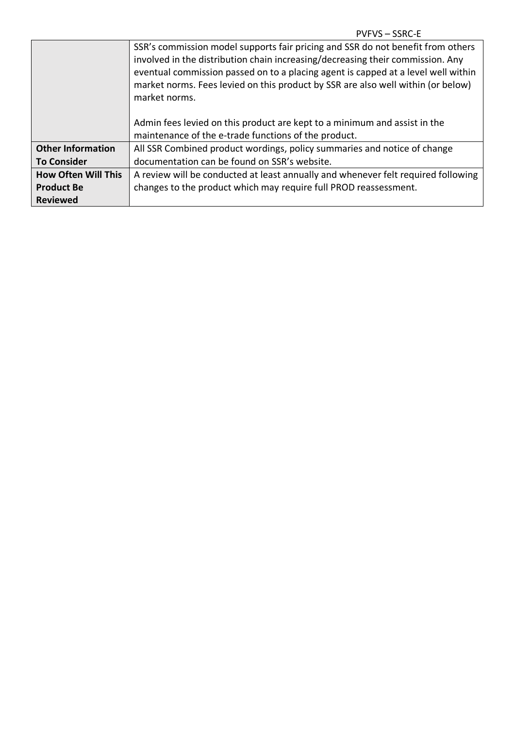| | |
|---|---|
| | SSR's commission model supports fair pricing and SSR do not benefit from others involved in the distribution chain increasing/decreasing their commission. Any eventual commission passed on to a placing agent is capped at a level well within market norms. Fees levied on this product by SSR are also well within (or below) market norms.<br><br>Admin fees levied on this product are kept to a minimum and assist in the maintenance of the e-trade functions of the product. |
| **Other Information To Consider** | All SSR Combined product wordings, policy summaries and notice of change documentation can be found on SSR's website. |
| **How Often Will This Product Be Reviewed** | A review will be conducted at least annually and whenever felt required following changes to the product which may require full PROD reassessment. |